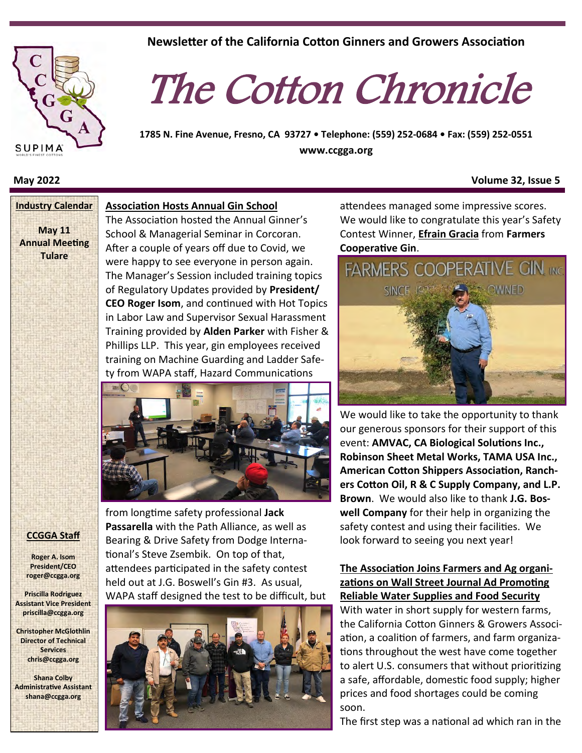Newsletter of the California Cotton Ginners and Growers Association

# The Cotton Chronicle

1785 N. Fine Avenue, Fresno, CA 93727 • Telephone: (559) 252-0684 • Fax: (559) 252-0551

www.ccgga.org

**May 2022** **Volume 32, Issue 5**

**Industry Calendar**

**May 11**
**Annual Meeting**
**Tulare**

**CCGGA Staff**

**Roger A. Isom**
**President/CEO**
**roger@ccgga.org**

**Priscilla Rodriguez**
**Assistant Vice President**
**priscilla@ccgga.org**

**Christopher McGlothlin**
**Director of Technical Services**
**chris@ccgga.org**

**Shana Colby**
**Administrative Assistant**
**shana@ccgga.org**

## Association Hosts Annual Gin School

The Association hosted the Annual Ginner's School & Managerial Seminar in Corcoran. After a couple of years off due to Covid, we were happy to see everyone in person again. The Manager's Session included training topics of Regulatory Updates provided by **President/CEO Roger Isom**, and continued with Hot Topics in Labor Law and Supervisor Sexual Harassment Training provided by **Alden Parker** with Fisher & Phillips LLP. This year, gin employees received training on Machine Guarding and Ladder Safety from WAPA staff, Hazard Communications from longtime safety professional **Jack Passarella** with the Path Alliance, as well as Bearing & Drive Safety from Dodge International's Steve Zsembik. On top of that, attendees participated in the safety contest held out at J.G. Boswell's Gin #3. As usual, WAPA staff designed the test to be difficult, but attendees managed some impressive scores. We would like to congratulate this year's Safety Contest Winner, **Efrain Gracia** from **Farmers Cooperative Gin**.

We would like to take the opportunity to thank our generous sponsors for their support of this event: **AMVAC, CA Biological Solutions Inc., Robinson Sheet Metal Works, TAMA USA Inc., American Cotton Shippers Association, Ranchers Cotton Oil, R & C Supply Company, and L.P. Brown**. We would also like to thank **J.G. Boswell Company** for their help in organizing the safety contest and using their facilities. We look forward to seeing you next year!

## The Association Joins Farmers and Ag organizations on Wall Street Journal Ad Promoting Reliable Water Supplies and Food Security

With water in short supply for western farms, the California Cotton Ginners & Growers Association, a coalition of farmers, and farm organizations throughout the west have come together to alert U.S. consumers that without prioritizing a safe, affordable, domestic food supply; higher prices and food shortages could be coming soon.

The first step was a national ad which ran in the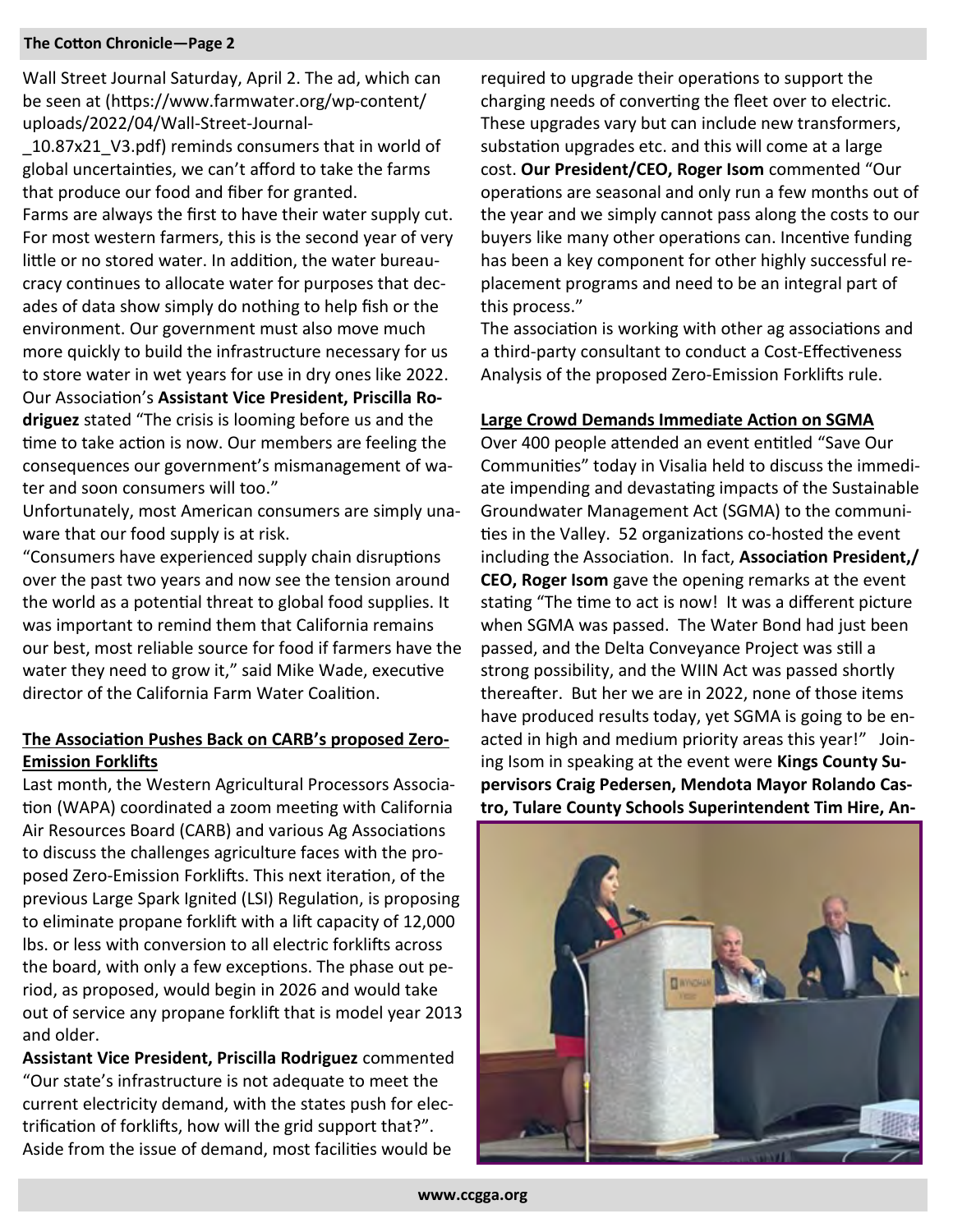Wall Street Journal Saturday, April 2. The ad, which can be seen at (https://www.farmwater.org/wp-content/uploads/2022/04/Wall-Street-Journal-_10.87x21_V3.pdf) reminds consumers that in world of global uncertainties, we can't afford to take the farms that produce our food and fiber for granted.

Farms are always the first to have their water supply cut. For most western farmers, this is the second year of very little or no stored water. In addition, the water bureaucracy continues to allocate water for purposes that decades of data show simply do nothing to help fish or the environment. Our government must also move much more quickly to build the infrastructure necessary for us to store water in wet years for use in dry ones like 2022. Our Association's **Assistant Vice President, Priscilla Rodriguez** stated "The crisis is looming before us and the time to take action is now. Our members are feeling the consequences our government's mismanagement of water and soon consumers will too."

Unfortunately, most American consumers are simply unaware that our food supply is at risk.

"Consumers have experienced supply chain disruptions over the past two years and now see the tension around the world as a potential threat to global food supplies. It was important to remind them that California remains our best, most reliable source for food if farmers have the water they need to grow it," said Mike Wade, executive director of the California Farm Water Coalition.

## The Association Pushes Back on CARB's proposed Zero-Emission Forklifts

Last month, the Western Agricultural Processors Association (WAPA) coordinated a zoom meeting with California Air Resources Board (CARB) and various Ag Associations to discuss the challenges agriculture faces with the proposed Zero-Emission Forklifts. This next iteration, of the previous Large Spark Ignited (LSI) Regulation, is proposing to eliminate propane forklift with a lift capacity of 12,000 lbs. or less with conversion to all electric forklifts across the board, with only a few exceptions. The phase out period, as proposed, would begin in 2026 and would take out of service any propane forklift that is model year 2013 and older.

**Assistant Vice President, Priscilla Rodriguez** commented "Our state's infrastructure is not adequate to meet the current electricity demand, with the states push for electrification of forklifts, how will the grid support that?". Aside from the issue of demand, most facilities would be required to upgrade their operations to support the charging needs of converting the fleet over to electric. These upgrades vary but can include new transformers, substation upgrades etc. and this will come at a large cost. **Our President/CEO, Roger Isom** commented "Our operations are seasonal and only run a few months out of the year and we simply cannot pass along the costs to our buyers like many other operations can. Incentive funding has been a key component for other highly successful replacement programs and need to be an integral part of this process."

The association is working with other ag associations and a third-party consultant to conduct a Cost-Effectiveness Analysis of the proposed Zero-Emission Forklifts rule.

## Large Crowd Demands Immediate Action on SGMA

Over 400 people attended an event entitled "Save Our Communities" today in Visalia held to discuss the immediate impending and devastating impacts of the Sustainable Groundwater Management Act (SGMA) to the communities in the Valley. 52 organizations co-hosted the event including the Association. In fact, **Association President,/ CEO, Roger Isom** gave the opening remarks at the event stating "The time to act is now! It was a different picture when SGMA was passed. The Water Bond had just been passed, and the Delta Conveyance Project was still a strong possibility, and the WIIN Act was passed shortly thereafter. But her we are in 2022, none of those items have produced results today, yet SGMA is going to be enacted in high and medium priority areas this year!" Joining Isom in speaking at the event were **Kings County Supervisors Craig Pedersen, Mendota Mayor Rolando Castro, Tulare County Schools Superintendent Tim Hire, An-**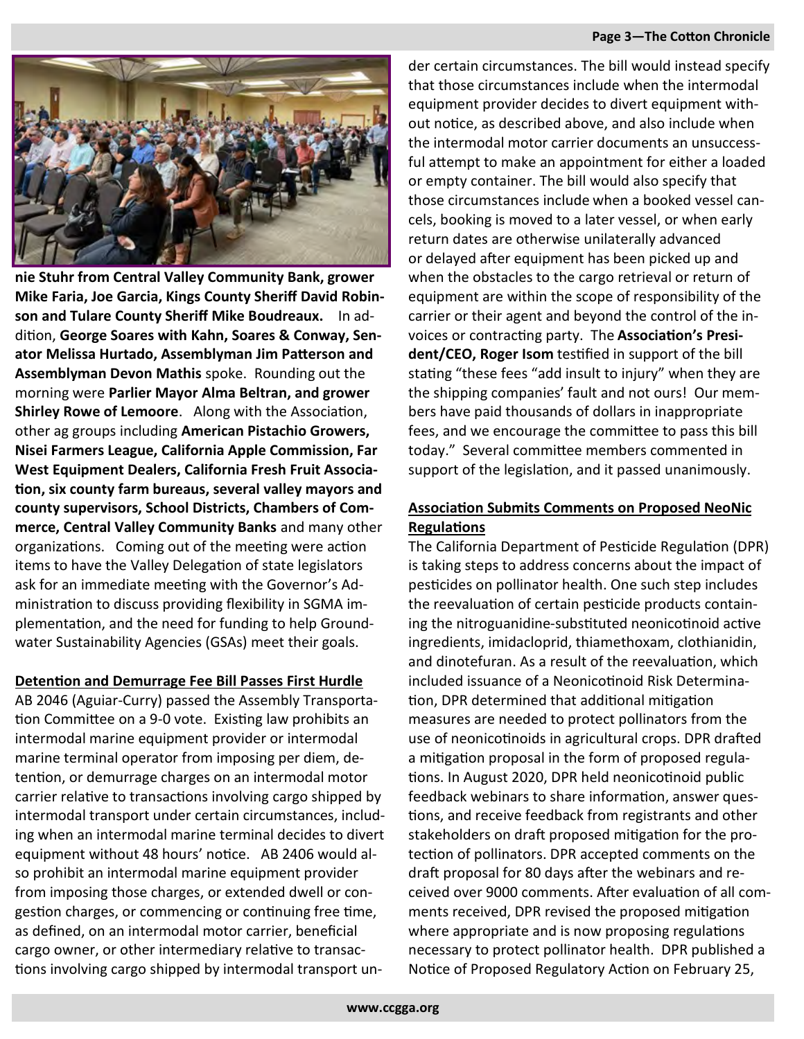**nie Stuhr from Central Valley Community Bank, grower Mike Faria, Joe Garcia, Kings County Sheriff David Robinson and Tulare County Sheriff Mike Boudreaux.** In addition, **George Soares with Kahn, Soares & Conway, Senator Melissa Hurtado, Assemblyman Jim Patterson and Assemblyman Devon Mathis** spoke. Rounding out the morning were **Parlier Mayor Alma Beltran, and grower Shirley Rowe of Lemoore**. Along with the Association, other ag groups including **American Pistachio Growers, Nisei Farmers League, California Apple Commission, Far West Equipment Dealers, California Fresh Fruit Association, six county farm bureaus, several valley mayors and county supervisors, School Districts, Chambers of Commerce, Central Valley Community Banks** and many other organizations. Coming out of the meeting were action items to have the Valley Delegation of state legislators ask for an immediate meeting with the Governor's Administration to discuss providing flexibility in SGMA implementation, and the need for funding to help Groundwater Sustainability Agencies (GSAs) meet their goals.

**Detention and Demurrage Fee Bill Passes First Hurdle**

AB 2046 (Aguiar-Curry) passed the Assembly Transportation Committee on a 9-0 vote. Existing law prohibits an intermodal marine equipment provider or intermodal marine terminal operator from imposing per diem, detention, or demurrage charges on an intermodal motor carrier relative to transactions involving cargo shipped by intermodal transport under certain circumstances, including when an intermodal marine terminal decides to divert equipment without 48 hours' notice. AB 2406 would also prohibit an intermodal marine equipment provider from imposing those charges, or extended dwell or congestion charges, or commencing or continuing free time, as defined, on an intermodal motor carrier, beneficial cargo owner, or other intermediary relative to transactions involving cargo shipped by intermodal transport under certain circumstances. The bill would instead specify that those circumstances include when the intermodal equipment provider decides to divert equipment without notice, as described above, and also include when the intermodal motor carrier documents an unsuccessful attempt to make an appointment for either a loaded or empty container. The bill would also specify that those circumstances include when a booked vessel cancels, booking is moved to a later vessel, or when early return dates are otherwise unilaterally advanced or delayed after equipment has been picked up and when the obstacles to the cargo retrieval or return of equipment are within the scope of responsibility of the carrier or their agent and beyond the control of the invoices or contracting party. The **Association's President/CEO, Roger Isom** testified in support of the bill stating "these fees "add insult to injury" when they are the shipping companies' fault and not ours! Our members have paid thousands of dollars in inappropriate fees, and we encourage the committee to pass this bill today." Several committee members commented in support of the legislation, and it passed unanimously.

**Association Submits Comments on Proposed NeoNic Regulations**

The California Department of Pesticide Regulation (DPR) is taking steps to address concerns about the impact of pesticides on pollinator health. One such step includes the reevaluation of certain pesticide products containing the nitroguanidine-substituted neonicotinoid active ingredients, imidacloprid, thiamethoxam, clothianidin, and dinotefuran. As a result of the reevaluation, which included issuance of a Neonicotinoid Risk Determination, DPR determined that additional mitigation measures are needed to protect pollinators from the use of neonicotinoids in agricultural crops. DPR drafted a mitigation proposal in the form of proposed regulations. In August 2020, DPR held neonicotinoid public feedback webinars to share information, answer questions, and receive feedback from registrants and other stakeholders on draft proposed mitigation for the protection of pollinators. DPR accepted comments on the draft proposal for 80 days after the webinars and received over 9000 comments. After evaluation of all comments received, DPR revised the proposed mitigation where appropriate and is now proposing regulations necessary to protect pollinator health. DPR published a Notice of Proposed Regulatory Action on February 25,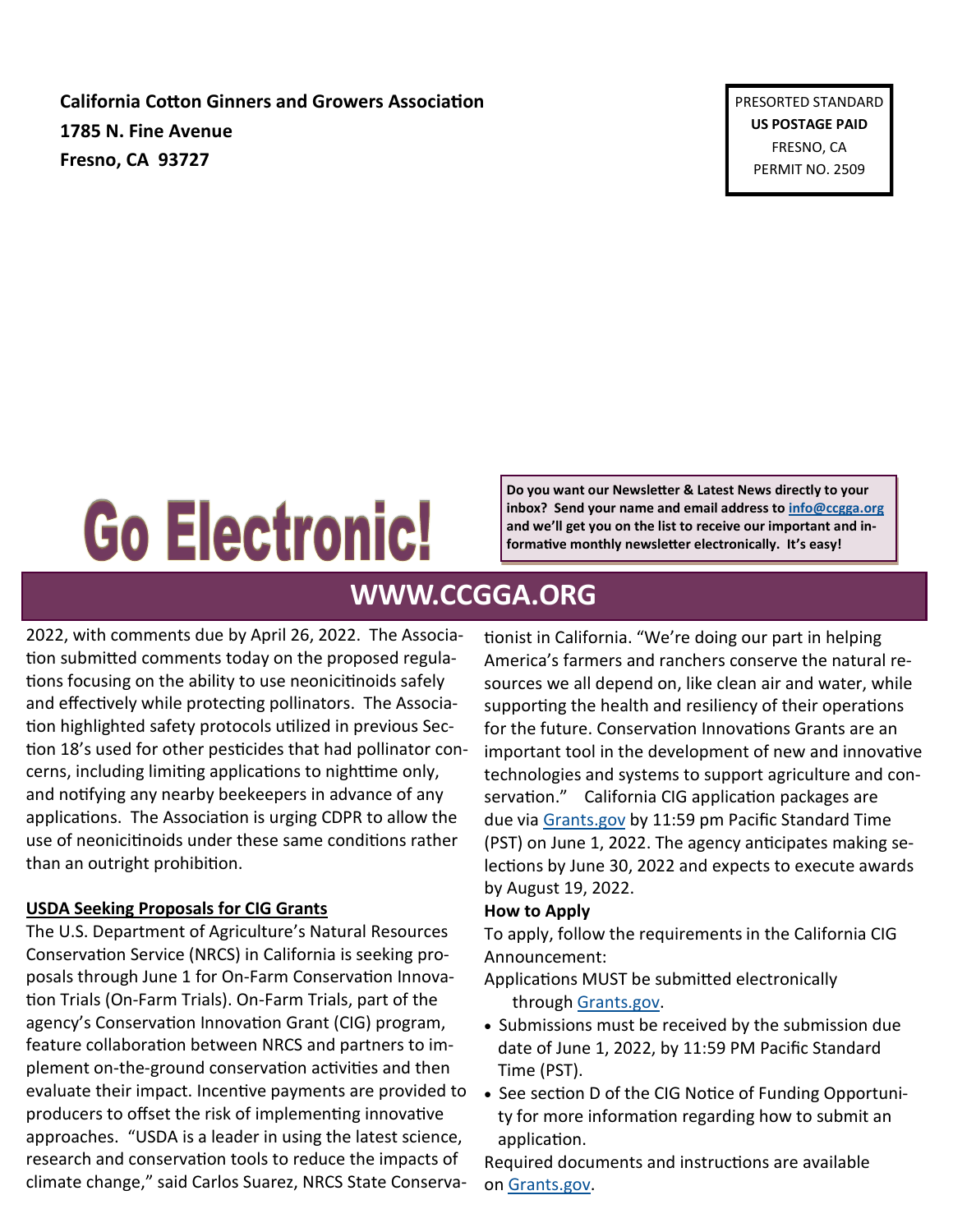**California Cotton Ginners and Growers Association**
**1785 N. Fine Avenue**
**Fresno, CA 93727**

PRESORTED STANDARD
**US POSTAGE PAID**
FRESNO, CA
PERMIT NO. 2509

# Go Electronic!

**Do you want our Newsletter & Latest News directly to your inbox? Send your name and email address to info@ccgga.org and we'll get you on the list to receive our important and informative monthly newsletter electronically. It's easy!**

## WWW.CCGGA.ORG

2022, with comments due by April 26, 2022. The Association submitted comments today on the proposed regulations focusing on the ability to use neonicitinoids safely and effectively while protecting pollinators. The Association highlighted safety protocols utilized in previous Section 18's used for other pesticides that had pollinator concerns, including limiting applications to nighttime only, and notifying any nearby beekeepers in advance of any applications. The Association is urging CDPR to allow the use of neonicitinoids under these same conditions rather than an outright prohibition.

**USDA Seeking Proposals for CIG Grants**

The U.S. Department of Agriculture's Natural Resources Conservation Service (NRCS) in California is seeking proposals through June 1 for On-Farm Conservation Innovation Trials (On-Farm Trials). On-Farm Trials, part of the agency's Conservation Innovation Grant (CIG) program, feature collaboration between NRCS and partners to implement on-the-ground conservation activities and then evaluate their impact. Incentive payments are provided to producers to offset the risk of implementing innovative approaches. "USDA is a leader in using the latest science, research and conservation tools to reduce the impacts of climate change," said Carlos Suarez, NRCS State Conservationist in California. "We're doing our part in helping America's farmers and ranchers conserve the natural resources we all depend on, like clean air and water, while supporting the health and resiliency of their operations for the future. Conservation Innovations Grants are an important tool in the development of new and innovative technologies and systems to support agriculture and conservation." California CIG application packages are due via Grants.gov by 11:59 pm Pacific Standard Time (PST) on June 1, 2022. The agency anticipates making selections by June 30, 2022 and expects to execute awards by August 19, 2022.

**How to Apply**

To apply, follow the requirements in the California CIG Announcement:

Applications MUST be submitted electronically through Grants.gov.

- Submissions must be received by the submission due date of June 1, 2022, by 11:59 PM Pacific Standard Time (PST).
- See section D of the CIG Notice of Funding Opportunity for more information regarding how to submit an application.

Required documents and instructions are available on Grants.gov.